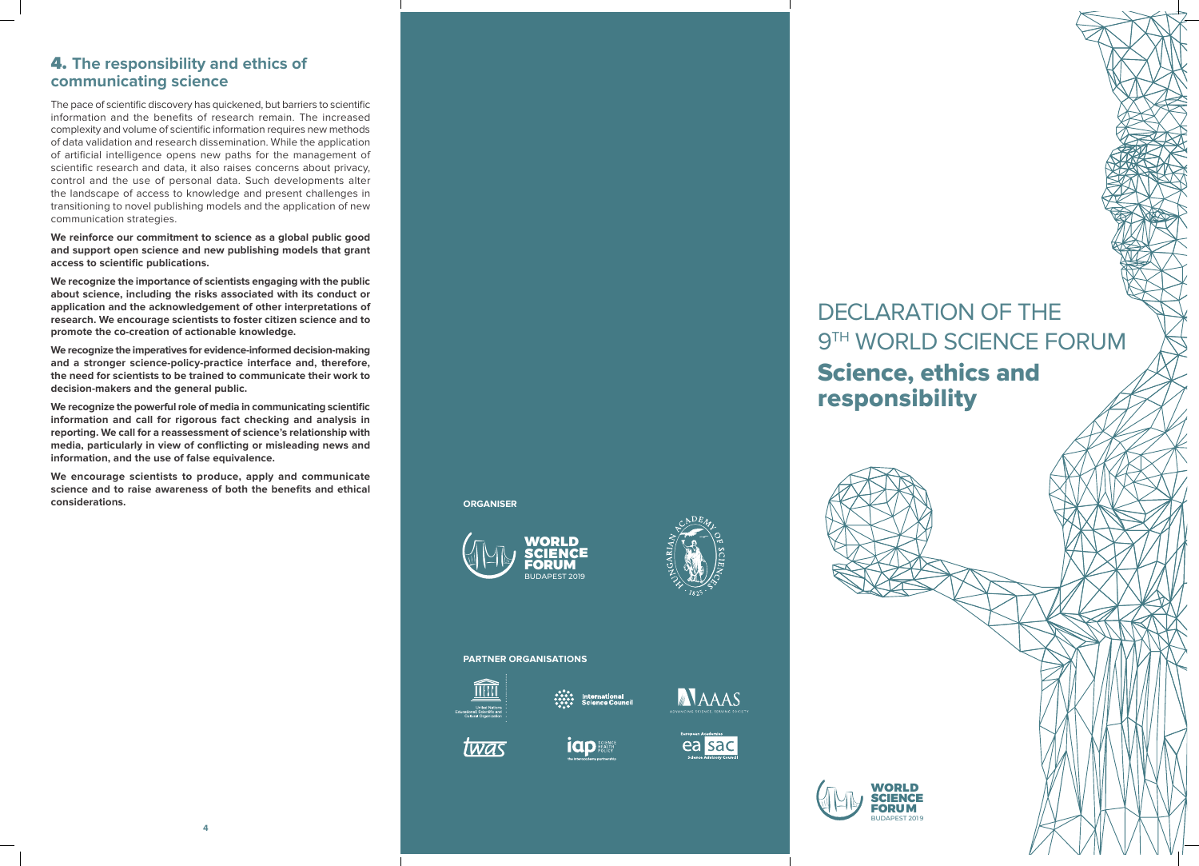## 4. The responsibility and ethics of communicating science

The pace of scientific discovery has quickened, but barriers to scientific information and the benefits of research remain. The increased complexity and volume of scientific information requires new methods of data validation and research dissemination. While the application of artificial intelligence opens new paths for the management of scientific research and data, it also raises concerns about privacy, control and the use of personal data. Such developments alter the landscape of access to knowledge and present challenges in transitioning to novel publishing models and the application of new communication strategies.

**We reinforce our commitment to science as a global public good and support open science and new publishing models that grant access to scientific publications.**

**We recognize the importance of scientists engaging with the public about science, including the risks associated with its conduct or application and the acknowledgement of other interpretations of research. We encourage scientists to foster citizen science and to promote the co-creation of actionable knowledge.**

**We recognize the imperatives for evidence-informed decision-making and a stronger science-policy-practice interface and, therefore, the need for scientists to be trained to communicate their work to decision-makers and the general public.**

**We recognize the powerful role of media in communicating scientific information and call for rigorous fact checking and analysis in reporting. We call for a reassessment of science's relationship with media, particularly in view of conflicting or misleading news and information, and the use of false equivalence.**

**We encourage scientists to produce, apply and communicate science and to raise awareness of both the benefits and ethical considerations.**

**ORGANISER**

WORLD SCIENCE FORUM BUDAPEST 2019

Hungarian Academy of Sciences 1825

**PARTNER ORGANISATIONS**

United Nations Educational, Scientific and Cultural Organization

International Science Council

AAAS – Advancing Science, Serving Society

twas

iap – Science, Health, Policy – The InterAcademy Partnership

European Academies Science Advisory Council (easac)

# DECLARATION OF THE 9TH WORLD SCIENCE FORUM

## Science, ethics and responsibility

WORLD SCIENCE FORUM BUDAPEST 2019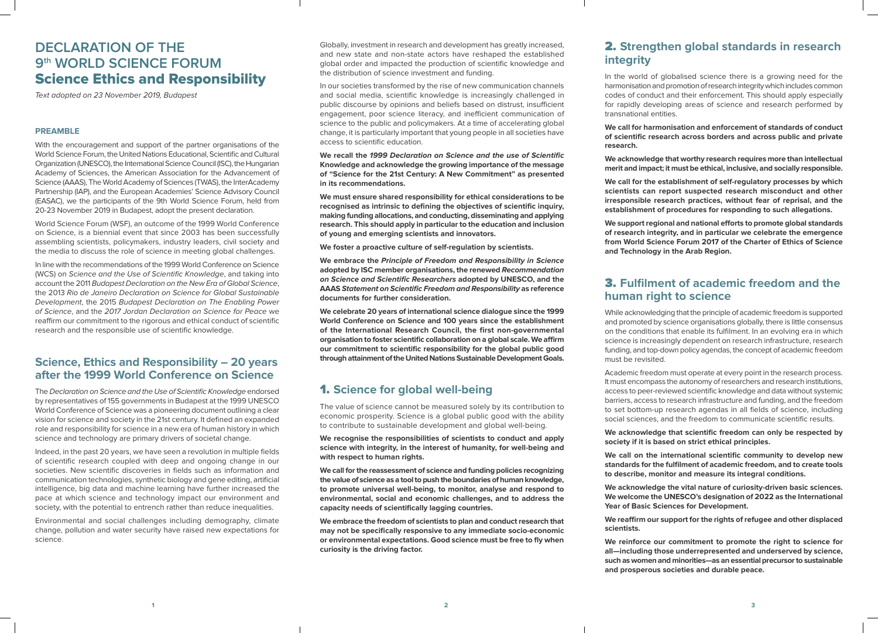# DECLARATION OF THE 9th WORLD SCIENCE FORUM
# Science Ethics and Responsibility

*Text adopted on 23 November 2019, Budapest*

## PREAMBLE

With the encouragement and support of the partner organisations of the World Science Forum, the United Nations Educational, Scientific and Cultural Organization (UNESCO), the International Science Council (ISC), the Hungarian Academy of Sciences, the American Association for the Advancement of Science (AAAS), The World Academy of Sciences (TWAS), the InterAcademy Partnership (IAP), and the European Academies' Science Advisory Council (EASAC), we the participants of the 9th World Science Forum, held from 20-23 November 2019 in Budapest, adopt the present declaration.

World Science Forum (WSF), an outcome of the 1999 World Conference on Science, is a biennial event that since 2003 has been successfully assembling scientists, policymakers, industry leaders, civil society and the media to discuss the role of science in meeting global challenges.

In line with the recommendations of the 1999 World Conference on Science (WCS) on *Science and the Use of Scientific Knowledge*, and taking into account the 2011 *Budapest Declaration on the New Era of Global Science*, the 2013 *Rio de Janeiro Declaration on Science for Global Sustainable Development*, the 2015 *Budapest Declaration on The Enabling Power of Science*, and the *2017 Jordan Declaration on Science for Peace* we reaffirm our commitment to the rigorous and ethical conduct of scientific research and the responsible use of scientific knowledge.

## Science, Ethics and Responsibility – 20 years after the 1999 World Conference on Science

The *Declaration on Science and the Use of Scientific Knowledge* endorsed by representatives of 155 governments in Budapest at the 1999 UNESCO World Conference of Science was a pioneering document outlining a clear vision for science and society in the 21st century. It defined an expanded role and responsibility for science in a new era of human history in which science and technology are primary drivers of societal change.

Indeed, in the past 20 years, we have seen a revolution in multiple fields of scientific research coupled with deep and ongoing change in our societies. New scientific discoveries in fields such as information and communication technologies, synthetic biology and gene editing, artificial intelligence, big data and machine learning have further increased the pace at which science and technology impact our environment and society, with the potential to entrench rather than reduce inequalities.

Environmental and social challenges including demography, climate change, pollution and water security have raised new expectations for science.

Globally, investment in research and development has greatly increased, and new state and non-state actors have reshaped the established global order and impacted the production of scientific knowledge and the distribution of science investment and funding.

In our societies transformed by the rise of new communication channels and social media, scientific knowledge is increasingly challenged in public discourse by opinions and beliefs based on distrust, insufficient engagement, poor science literacy, and inefficient communication of science to the public and policymakers. At a time of accelerating global change, it is particularly important that young people in all societies have access to scientific education.

**We recall the *1999 Declaration on Science and the use of Scientific* Knowledge and acknowledge the growing importance of the message of "Science for the 21st Century: A New Commitment" as presented in its recommendations.**

**We must ensure shared responsibility for ethical considerations to be recognised as intrinsic to defining the objectives of scientific inquiry, making funding allocations, and conducting, disseminating and applying research. This should apply in particular to the education and inclusion of young and emerging scientists and innovators.**

**We foster a proactive culture of self-regulation by scientists.**

**We embrace the *Principle of Freedom and Responsibility in Science* adopted by ISC member organisations, the renewed *Recommendation on Science and Scientific Researchers* adopted by UNESCO, and the AAAS *Statement on Scientific Freedom and Responsibility* as reference documents for further consideration.**

**We celebrate 20 years of international science dialogue since the 1999 World Conference on Science and 100 years since the establishment of the International Research Council, the first non-governmental organisation to foster scientific collaboration on a global scale. We affirm our commitment to scientific responsibility for the global public good through attainment of the United Nations Sustainable Development Goals.**

## 1. Science for global well-being

The value of science cannot be measured solely by its contribution to economic prosperity. Science is a global public good with the ability to contribute to sustainable development and global well-being.

**We recognise the responsibilities of scientists to conduct and apply science with integrity, in the interest of humanity, for well-being and with respect to human rights.**

**We call for the reassessment of science and funding policies recognizing the value of science as a tool to push the boundaries of human knowledge, to promote universal well-being, to monitor, analyse and respond to environmental, social and economic challenges, and to address the capacity needs of scientifically lagging countries.**

**We embrace the freedom of scientists to plan and conduct research that may not be specifically responsive to any immediate socio-economic or environmental expectations. Good science must be free to fly when curiosity is the driving factor.**

## 2. Strengthen global standards in research integrity

In the world of globalised science there is a growing need for the harmonisation and promotion of research integrity which includes common codes of conduct and their enforcement. This should apply especially for rapidly developing areas of science and research performed by transnational entities.

**We call for harmonisation and enforcement of standards of conduct of scientific research across borders and across public and private research.**

**We acknowledge that worthy research requires more than intellectual merit and impact; it must be ethical, inclusive, and socially responsible.**

**We call for the establishment of self-regulatory processes by which scientists can report suspected research misconduct and other irresponsible research practices, without fear of reprisal, and the establishment of procedures for responding to such allegations.**

**We support regional and national efforts to promote global standards of research integrity, and in particular we celebrate the emergence from World Science Forum 2017 of the Charter of Ethics of Science and Technology in the Arab Region.**

## 3. Fulfilment of academic freedom and the human right to science

While acknowledging that the principle of academic freedom is supported and promoted by science organisations globally, there is little consensus on the conditions that enable its fulfilment. In an evolving era in which science is increasingly dependent on research infrastructure, research funding, and top-down policy agendas, the concept of academic freedom must be revisited.

Academic freedom must operate at every point in the research process. It must encompass the autonomy of researchers and research institutions, access to peer-reviewed scientific knowledge and data without systemic barriers, access to research infrastructure and funding, and the freedom to set bottom-up research agendas in all fields of science, including social sciences, and the freedom to communicate scientific results.

**We acknowledge that scientific freedom can only be respected by society if it is based on strict ethical principles.**

**We call on the international scientific community to develop new standards for the fulfilment of academic freedom, and to create tools to describe, monitor and measure its integral conditions.**

**We acknowledge the vital nature of curiosity-driven basic sciences. We welcome the UNESCO's designation of 2022 as the International Year of Basic Sciences for Development.**

**We reaffirm our support for the rights of refugee and other displaced scientists.**

**We reinforce our commitment to promote the right to science for all—including those underrepresented and underserved by science, such as women and minorities—as an essential precursor to sustainable and prosperous societies and durable peace.**